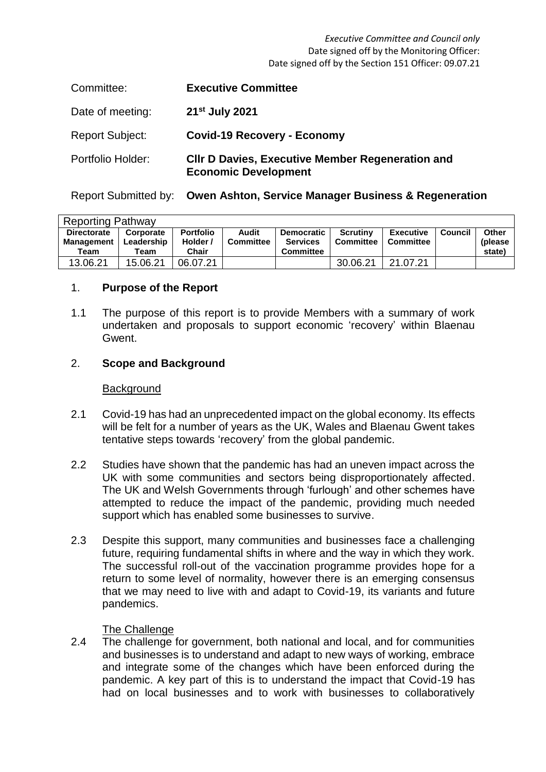*Executive Committee and Council only*
Date signed off by the Monitoring Officer:
Date signed off by the Section 151 Officer: 09.07.21

| | |
|---|---|
| Committee: | **Executive Committee** |
| Date of meeting: | **21st July 2021** |
| Report Subject: | **Covid-19 Recovery - Economy** |
| Portfolio Holder: | **Cllr D Davies, Executive Member Regeneration and Economic Development** |
| Report Submitted by: | **Owen Ashton, Service Manager Business & Regeneration** |

| Reporting Pathway | | | | | | | | |
|---|---|---|---|---|---|---|---|---|
| **Directorate Management Team** | **Corporate Leadership Team** | **Portfolio Holder / Chair** | **Audit Committee** | **Democratic Services Committee** | **Scrutiny Committee** | **Executive Committee** | **Council** | **Other (please state)** |
| 13.06.21 | 15.06.21 | 06.07.21 | | | 30.06.21 | 21.07.21 | | |

## 1. Purpose of the Report

1.1 The purpose of this report is to provide Members with a summary of work undertaken and proposals to support economic 'recovery' within Blaenau Gwent.

## 2. Scope and Background

Background

2.1 Covid-19 has had an unprecedented impact on the global economy. Its effects will be felt for a number of years as the UK, Wales and Blaenau Gwent takes tentative steps towards 'recovery' from the global pandemic.

2.2 Studies have shown that the pandemic has had an uneven impact across the UK with some communities and sectors being disproportionately affected. The UK and Welsh Governments through 'furlough' and other schemes have attempted to reduce the impact of the pandemic, providing much needed support which has enabled some businesses to survive.

2.3 Despite this support, many communities and businesses face a challenging future, requiring fundamental shifts in where and the way in which they work. The successful roll-out of the vaccination programme provides hope for a return to some level of normality, however there is an emerging consensus that we may need to live with and adapt to Covid-19, its variants and future pandemics.

The Challenge

2.4 The challenge for government, both national and local, and for communities and businesses is to understand and adapt to new ways of working, embrace and integrate some of the changes which have been enforced during the pandemic. A key part of this is to understand the impact that Covid-19 has had on local businesses and to work with businesses to collaboratively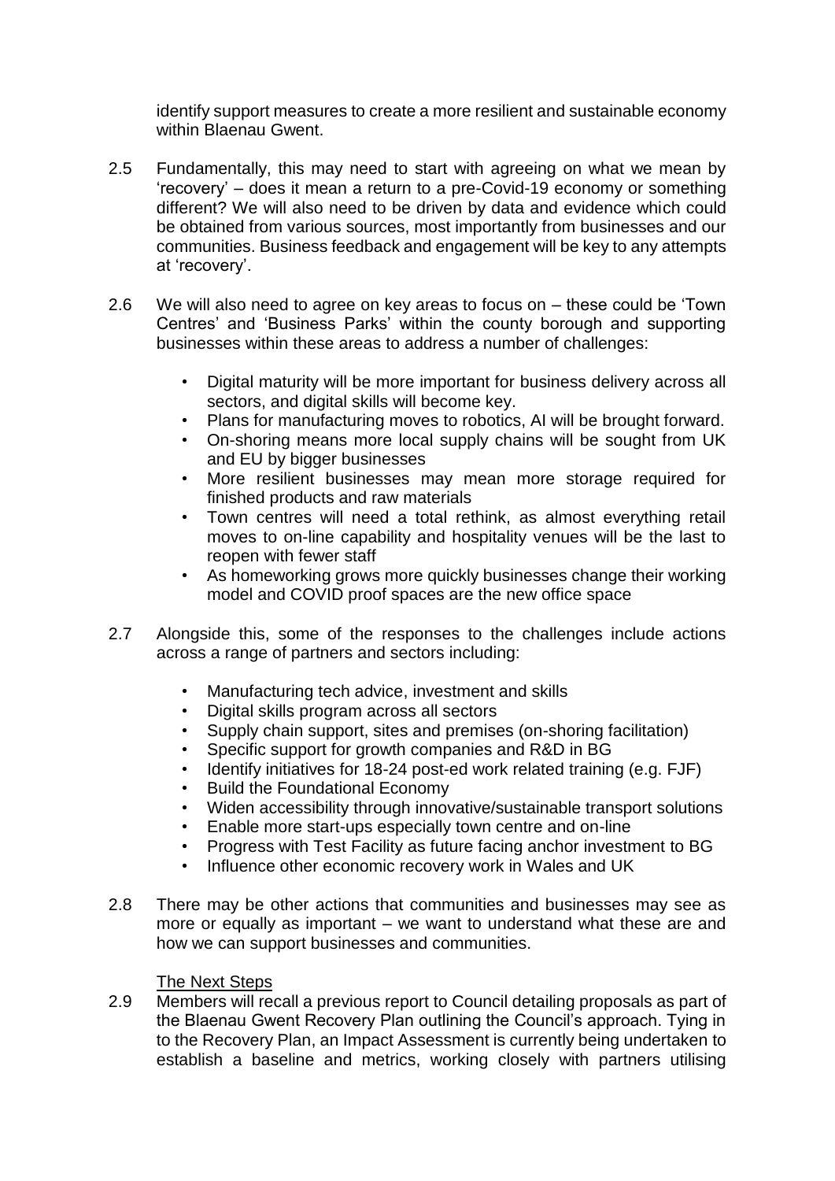identify support measures to create a more resilient and sustainable economy within Blaenau Gwent.

2.5 Fundamentally, this may need to start with agreeing on what we mean by 'recovery' – does it mean a return to a pre-Covid-19 economy or something different? We will also need to be driven by data and evidence which could be obtained from various sources, most importantly from businesses and our communities. Business feedback and engagement will be key to any attempts at 'recovery'.

2.6 We will also need to agree on key areas to focus on – these could be 'Town Centres' and 'Business Parks' within the county borough and supporting businesses within these areas to address a number of challenges:

- Digital maturity will be more important for business delivery across all sectors, and digital skills will become key.
- Plans for manufacturing moves to robotics, AI will be brought forward.
- On-shoring means more local supply chains will be sought from UK and EU by bigger businesses
- More resilient businesses may mean more storage required for finished products and raw materials
- Town centres will need a total rethink, as almost everything retail moves to on-line capability and hospitality venues will be the last to reopen with fewer staff
- As homeworking grows more quickly businesses change their working model and COVID proof spaces are the new office space

2.7 Alongside this, some of the responses to the challenges include actions across a range of partners and sectors including:

- Manufacturing tech advice, investment and skills
- Digital skills program across all sectors
- Supply chain support, sites and premises (on-shoring facilitation)
- Specific support for growth companies and R&D in BG
- Identify initiatives for 18-24 post-ed work related training (e.g. FJF)
- Build the Foundational Economy
- Widen accessibility through innovative/sustainable transport solutions
- Enable more start-ups especially town centre and on-line
- Progress with Test Facility as future facing anchor investment to BG
- Influence other economic recovery work in Wales and UK

2.8 There may be other actions that communities and businesses may see as more or equally as important – we want to understand what these are and how we can support businesses and communities.

The Next Steps

2.9 Members will recall a previous report to Council detailing proposals as part of the Blaenau Gwent Recovery Plan outlining the Council's approach. Tying in to the Recovery Plan, an Impact Assessment is currently being undertaken to establish a baseline and metrics, working closely with partners utilising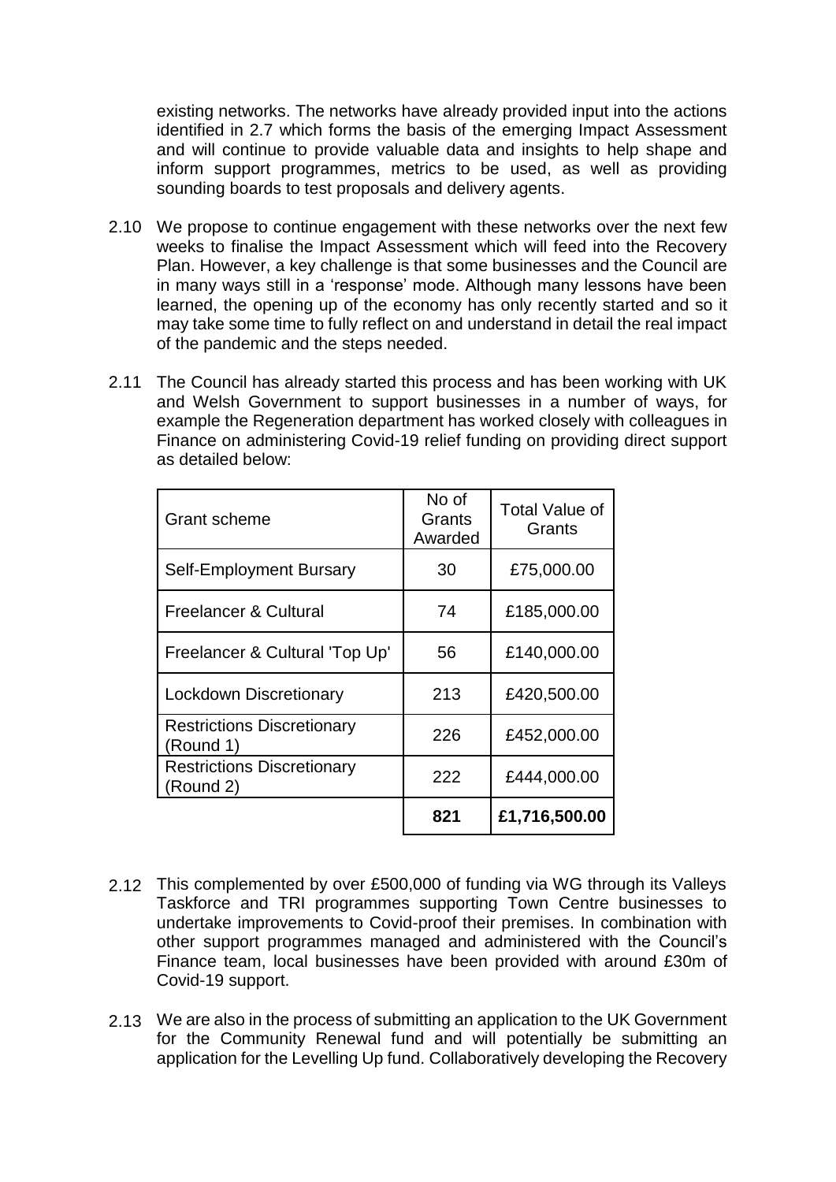existing networks. The networks have already provided input into the actions identified in 2.7 which forms the basis of the emerging Impact Assessment and will continue to provide valuable data and insights to help shape and inform support programmes, metrics to be used, as well as providing sounding boards to test proposals and delivery agents.

2.10 We propose to continue engagement with these networks over the next few weeks to finalise the Impact Assessment which will feed into the Recovery Plan. However, a key challenge is that some businesses and the Council are in many ways still in a 'response' mode. Although many lessons have been learned, the opening up of the economy has only recently started and so it may take some time to fully reflect on and understand in detail the real impact of the pandemic and the steps needed.

2.11 The Council has already started this process and has been working with UK and Welsh Government to support businesses in a number of ways, for example the Regeneration department has worked closely with colleagues in Finance on administering Covid-19 relief funding on providing direct support as detailed below:

| Grant scheme | No of Grants Awarded | Total Value of Grants |
|---|---|---|
| Self-Employment Bursary | 30 | £75,000.00 |
| Freelancer & Cultural | 74 | £185,000.00 |
| Freelancer & Cultural 'Top Up' | 56 | £140,000.00 |
| Lockdown Discretionary | 213 | £420,500.00 |
| Restrictions Discretionary (Round 1) | 226 | £452,000.00 |
| Restrictions Discretionary (Round 2) | 222 | £444,000.00 |
| | **821** | **£1,716,500.00** |

2.12 This complemented by over £500,000 of funding via WG through its Valleys Taskforce and TRI programmes supporting Town Centre businesses to undertake improvements to Covid-proof their premises. In combination with other support programmes managed and administered with the Council's Finance team, local businesses have been provided with around £30m of Covid-19 support.

2.13 We are also in the process of submitting an application to the UK Government for the Community Renewal fund and will potentially be submitting an application for the Levelling Up fund. Collaboratively developing the Recovery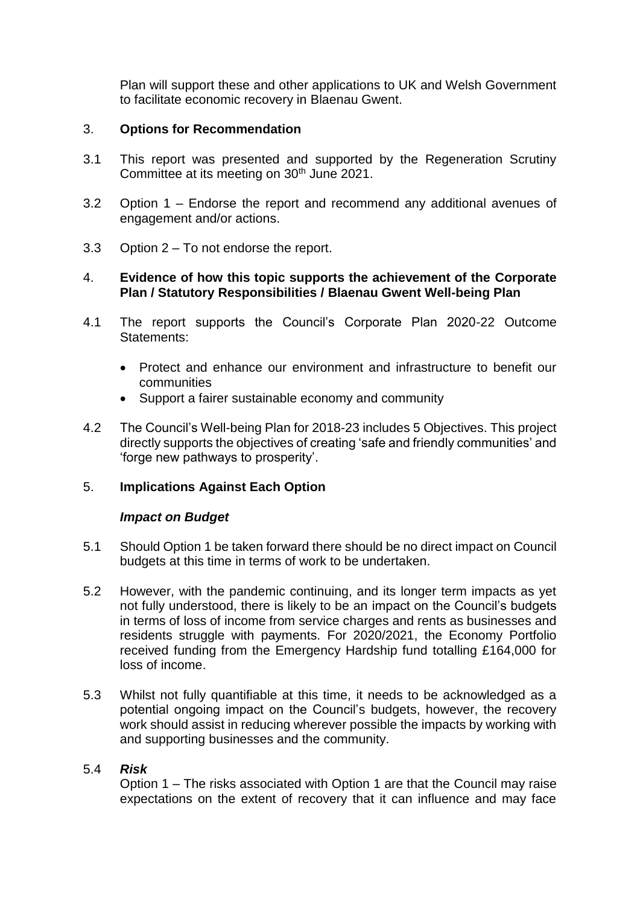Plan will support these and other applications to UK and Welsh Government to facilitate economic recovery in Blaenau Gwent.

## 3. Options for Recommendation

3.1 This report was presented and supported by the Regeneration Scrutiny Committee at its meeting on 30th June 2021.

3.2 Option 1 – Endorse the report and recommend any additional avenues of engagement and/or actions.

3.3 Option 2 – To not endorse the report.

## 4. Evidence of how this topic supports the achievement of the Corporate Plan / Statutory Responsibilities / Blaenau Gwent Well-being Plan

4.1 The report supports the Council's Corporate Plan 2020-22 Outcome Statements:

- Protect and enhance our environment and infrastructure to benefit our communities
- Support a fairer sustainable economy and community

4.2 The Council's Well-being Plan for 2018-23 includes 5 Objectives. This project directly supports the objectives of creating 'safe and friendly communities' and 'forge new pathways to prosperity'.

## 5. Implications Against Each Option

***Impact on Budget***

5.1 Should Option 1 be taken forward there should be no direct impact on Council budgets at this time in terms of work to be undertaken.

5.2 However, with the pandemic continuing, and its longer term impacts as yet not fully understood, there is likely to be an impact on the Council's budgets in terms of loss of income from service charges and rents as businesses and residents struggle with payments. For 2020/2021, the Economy Portfolio received funding from the Emergency Hardship fund totalling £164,000 for loss of income.

5.3 Whilst not fully quantifiable at this time, it needs to be acknowledged as a potential ongoing impact on the Council's budgets, however, the recovery work should assist in reducing wherever possible the impacts by working with and supporting businesses and the community.

5.4 ***Risk***

Option 1 – The risks associated with Option 1 are that the Council may raise expectations on the extent of recovery that it can influence and may face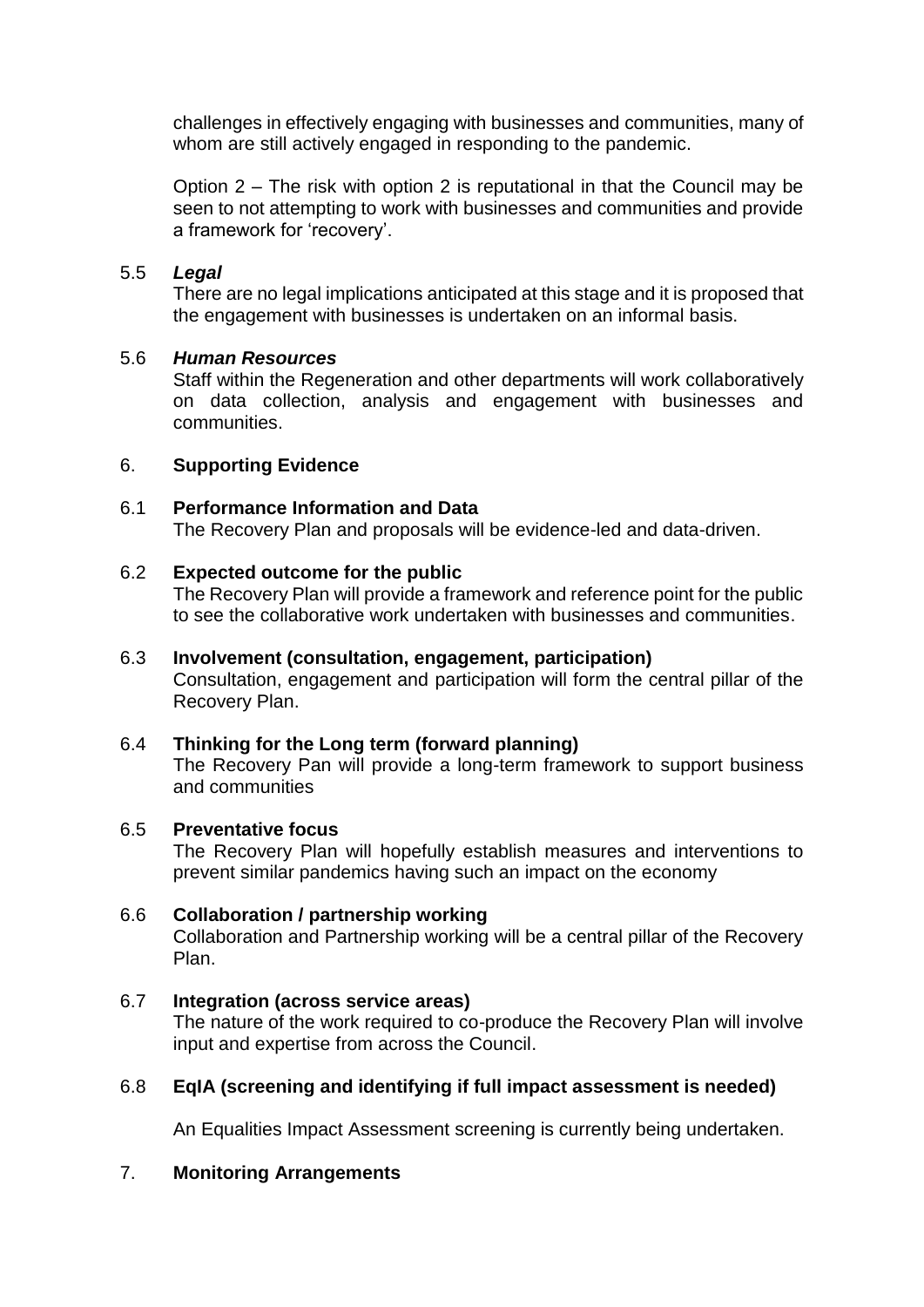challenges in effectively engaging with businesses and communities, many of whom are still actively engaged in responding to the pandemic.

Option 2 – The risk with option 2 is reputational in that the Council may be seen to not attempting to work with businesses and communities and provide a framework for 'recovery'.

5.5 ***Legal***

There are no legal implications anticipated at this stage and it is proposed that the engagement with businesses is undertaken on an informal basis.

5.6 ***Human Resources***

Staff within the Regeneration and other departments will work collaboratively on data collection, analysis and engagement with businesses and communities.

## 6. Supporting Evidence

### 6.1 Performance Information and Data

The Recovery Plan and proposals will be evidence-led and data-driven.

### 6.2 Expected outcome for the public

The Recovery Plan will provide a framework and reference point for the public to see the collaborative work undertaken with businesses and communities.

### 6.3 Involvement (consultation, engagement, participation)

Consultation, engagement and participation will form the central pillar of the Recovery Plan.

### 6.4 Thinking for the Long term (forward planning)

The Recovery Pan will provide a long-term framework to support business and communities

### 6.5 Preventative focus

The Recovery Plan will hopefully establish measures and interventions to prevent similar pandemics having such an impact on the economy

### 6.6 Collaboration / partnership working

Collaboration and Partnership working will be a central pillar of the Recovery Plan.

### 6.7 Integration (across service areas)

The nature of the work required to co-produce the Recovery Plan will involve input and expertise from across the Council.

### 6.8 EqIA (screening and identifying if full impact assessment is needed)

An Equalities Impact Assessment screening is currently being undertaken.

## 7. Monitoring Arrangements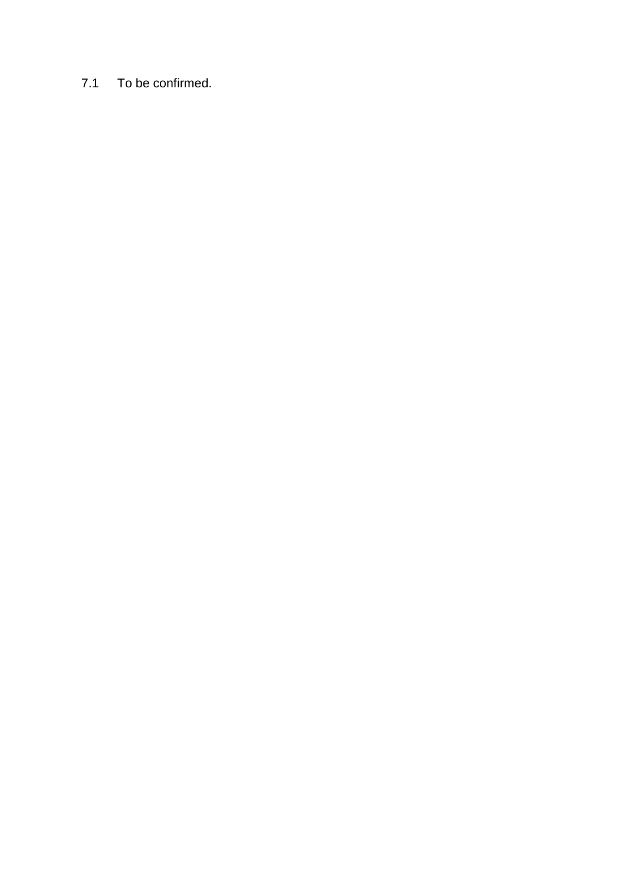7.1 To be confirmed.